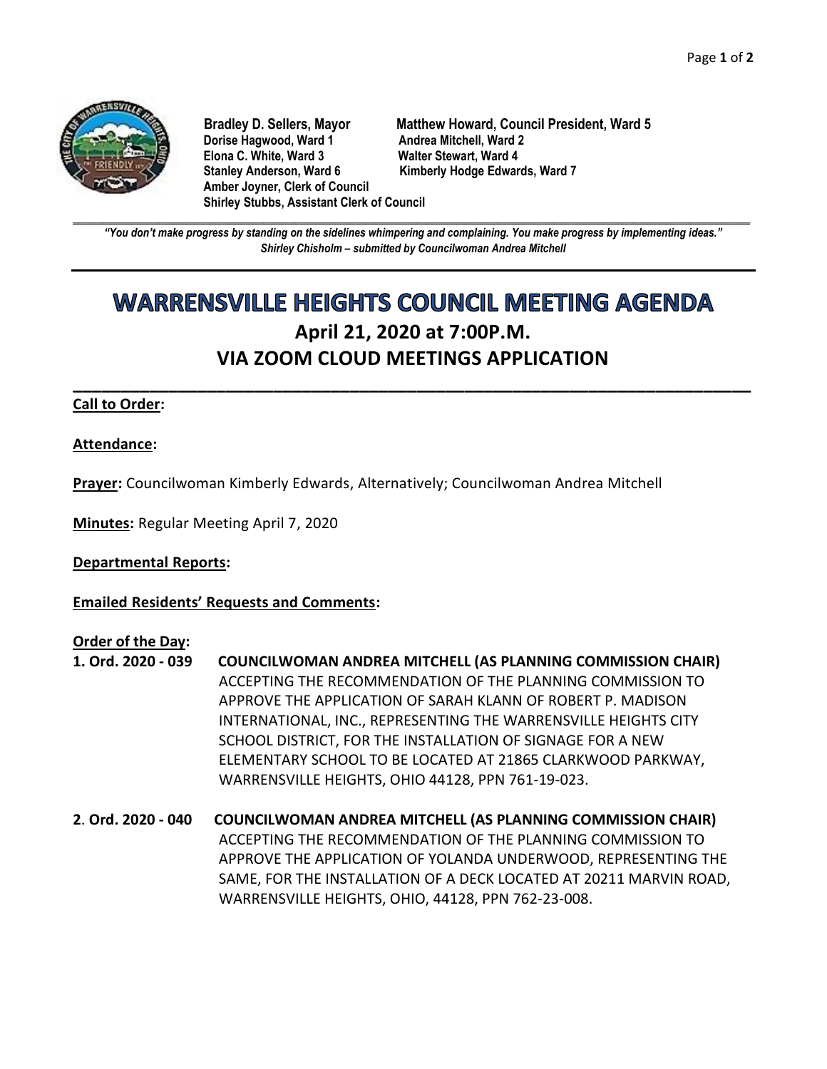**Bradley D. Sellers, Mayor**
**Matthew Howard, Council President, Ward 5**
**Dorise Hagwood, Ward 1**
**Andrea Mitchell, Ward 2**
**Elona C. White, Ward 3**
**Walter Stewart, Ward 4**
**Stanley Anderson, Ward 6**
**Kimberly Hodge Edwards, Ward 7**
**Amber Joyner, Clerk of Council**
**Shirley Stubbs, Assistant Clerk of Council**

---

***"You don't make progress by standing on the sidelines whimpering and complaining. You make progress by implementing ideas."***
***Shirley Chisholm – submitted by Councilwoman Andrea Mitchell***

---

# WARRENSVILLE HEIGHTS COUNCIL MEETING AGENDA

## April 21, 2020 at 7:00P.M.

## VIA ZOOM CLOUD MEETINGS APPLICATION

---

**Call to Order:**

**Attendance:**

**Prayer:** Councilwoman Kimberly Edwards, Alternatively; Councilwoman Andrea Mitchell

**Minutes:** Regular Meeting April 7, 2020

**Departmental Reports:**

**Emailed Residents' Requests and Comments:**

**Order of the Day:**

**1. Ord. 2020 - 039** **COUNCILWOMAN ANDREA MITCHELL (AS PLANNING COMMISSION CHAIR)** ACCEPTING THE RECOMMENDATION OF THE PLANNING COMMISSION TO APPROVE THE APPLICATION OF SARAH KLANN OF ROBERT P. MADISON INTERNATIONAL, INC., REPRESENTING THE WARRENSVILLE HEIGHTS CITY SCHOOL DISTRICT, FOR THE INSTALLATION OF SIGNAGE FOR A NEW ELEMENTARY SCHOOL TO BE LOCATED AT 21865 CLARKWOOD PARKWAY, WARRENSVILLE HEIGHTS, OHIO 44128, PPN 761-19-023.

**2. Ord. 2020 - 040** **COUNCILWOMAN ANDREA MITCHELL (AS PLANNING COMMISSION CHAIR)** ACCEPTING THE RECOMMENDATION OF THE PLANNING COMMISSION TO APPROVE THE APPLICATION OF YOLANDA UNDERWOOD, REPRESENTING THE SAME, FOR THE INSTALLATION OF A DECK LOCATED AT 20211 MARVIN ROAD, WARRENSVILLE HEIGHTS, OHIO, 44128, PPN 762-23-008.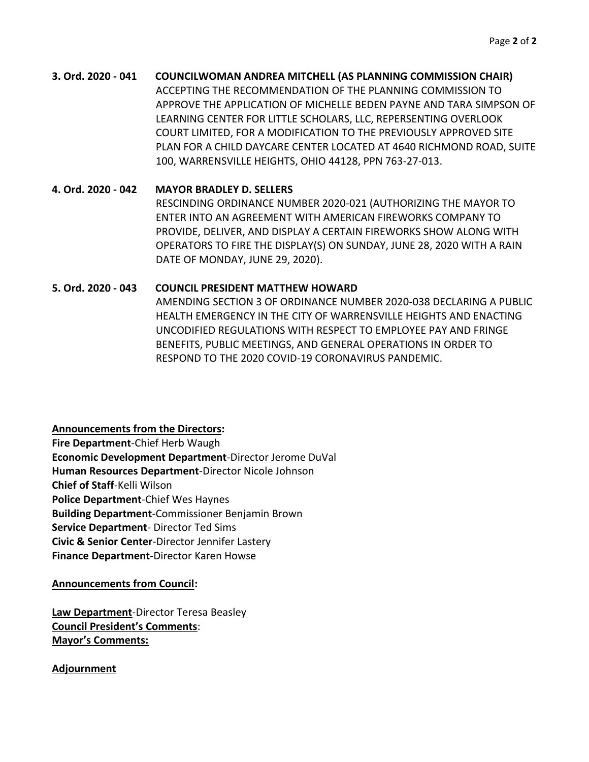**3. Ord. 2020 - 041 COUNCILWOMAN ANDREA MITCHELL (AS PLANNING COMMISSION CHAIR)**
ACCEPTING THE RECOMMENDATION OF THE PLANNING COMMISSION TO APPROVE THE APPLICATION OF MICHELLE BEDEN PAYNE AND TARA SIMPSON OF LEARNING CENTER FOR LITTLE SCHOLARS, LLC, REPERSENTING OVERLOOK COURT LIMITED, FOR A MODIFICATION TO THE PREVIOUSLY APPROVED SITE PLAN FOR A CHILD DAYCARE CENTER LOCATED AT 4640 RICHMOND ROAD, SUITE 100, WARRENSVILLE HEIGHTS, OHIO 44128, PPN 763-27-013.

**4. Ord. 2020 - 042 MAYOR BRADLEY D. SELLERS**
RESCINDING ORDINANCE NUMBER 2020-021 (AUTHORIZING THE MAYOR TO ENTER INTO AN AGREEMENT WITH AMERICAN FIREWORKS COMPANY TO PROVIDE, DELIVER, AND DISPLAY A CERTAIN FIREWORKS SHOW ALONG WITH OPERATORS TO FIRE THE DISPLAY(S) ON SUNDAY, JUNE 28, 2020 WITH A RAIN DATE OF MONDAY, JUNE 29, 2020).

**5. Ord. 2020 - 043 COUNCIL PRESIDENT MATTHEW HOWARD**
AMENDING SECTION 3 OF ORDINANCE NUMBER 2020-038 DECLARING A PUBLIC HEALTH EMERGENCY IN THE CITY OF WARRENSVILLE HEIGHTS AND ENACTING UNCODIFIED REGULATIONS WITH RESPECT TO EMPLOYEE PAY AND FRINGE BENEFITS, PUBLIC MEETINGS, AND GENERAL OPERATIONS IN ORDER TO RESPOND TO THE 2020 COVID-19 CORONAVIRUS PANDEMIC.

**Announcements from the Directors:**
**Fire Department**-Chief Herb Waugh
**Economic Development Department**-Director Jerome DuVal
**Human Resources Department**-Director Nicole Johnson
**Chief of Staff**-Kelli Wilson
**Police Department**-Chief Wes Haynes
**Building Department**-Commissioner Benjamin Brown
**Service Department**- Director Ted Sims
**Civic & Senior Center**-Director Jennifer Lastery
**Finance Department**-Director Karen Howse

**Announcements from Council:**

**Law Department**-Director Teresa Beasley
**Council President's Comments**:
**Mayor's Comments:**

**Adjournment**